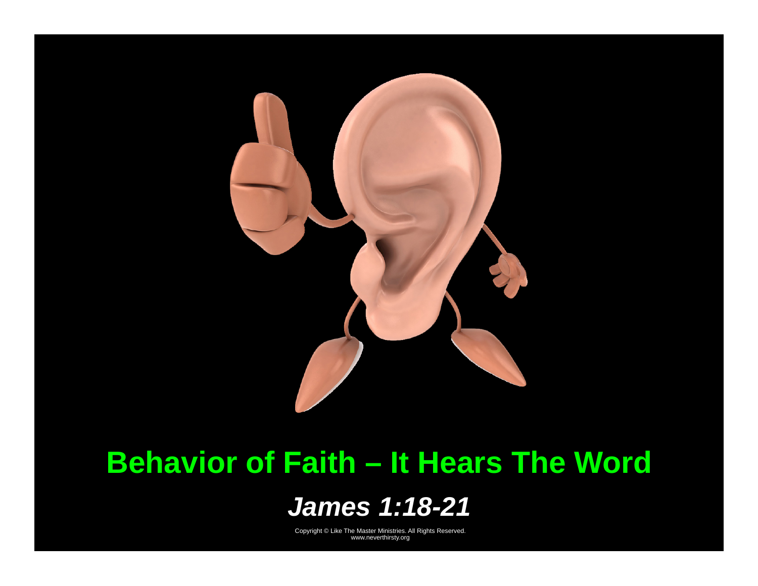# Behavior of Faith – It Hears The Word

***James 1:18-21***

Copyright © Like The Master Ministries. All Rights Reserved.
www.neverthirsty.org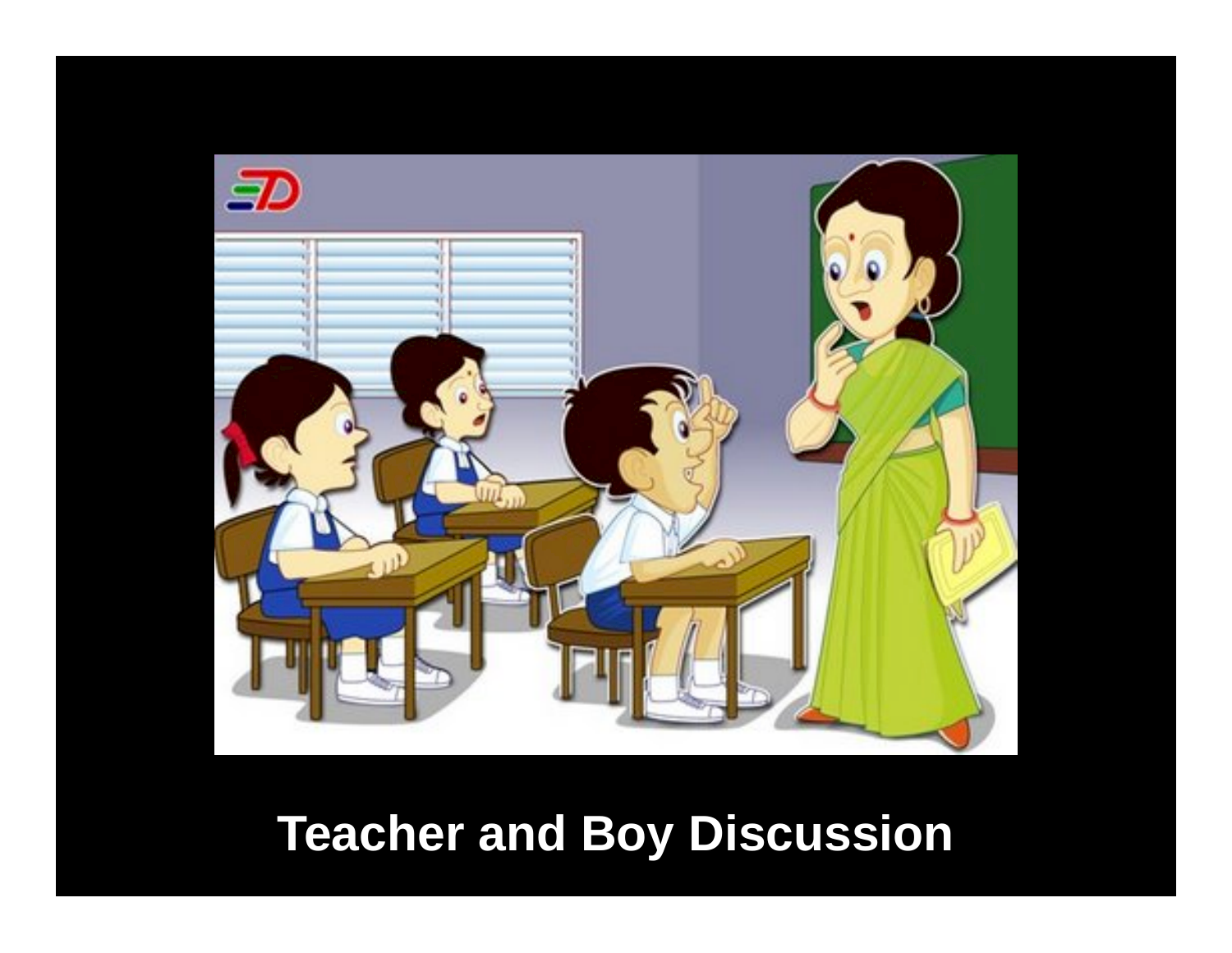Teacher and Boy Discussion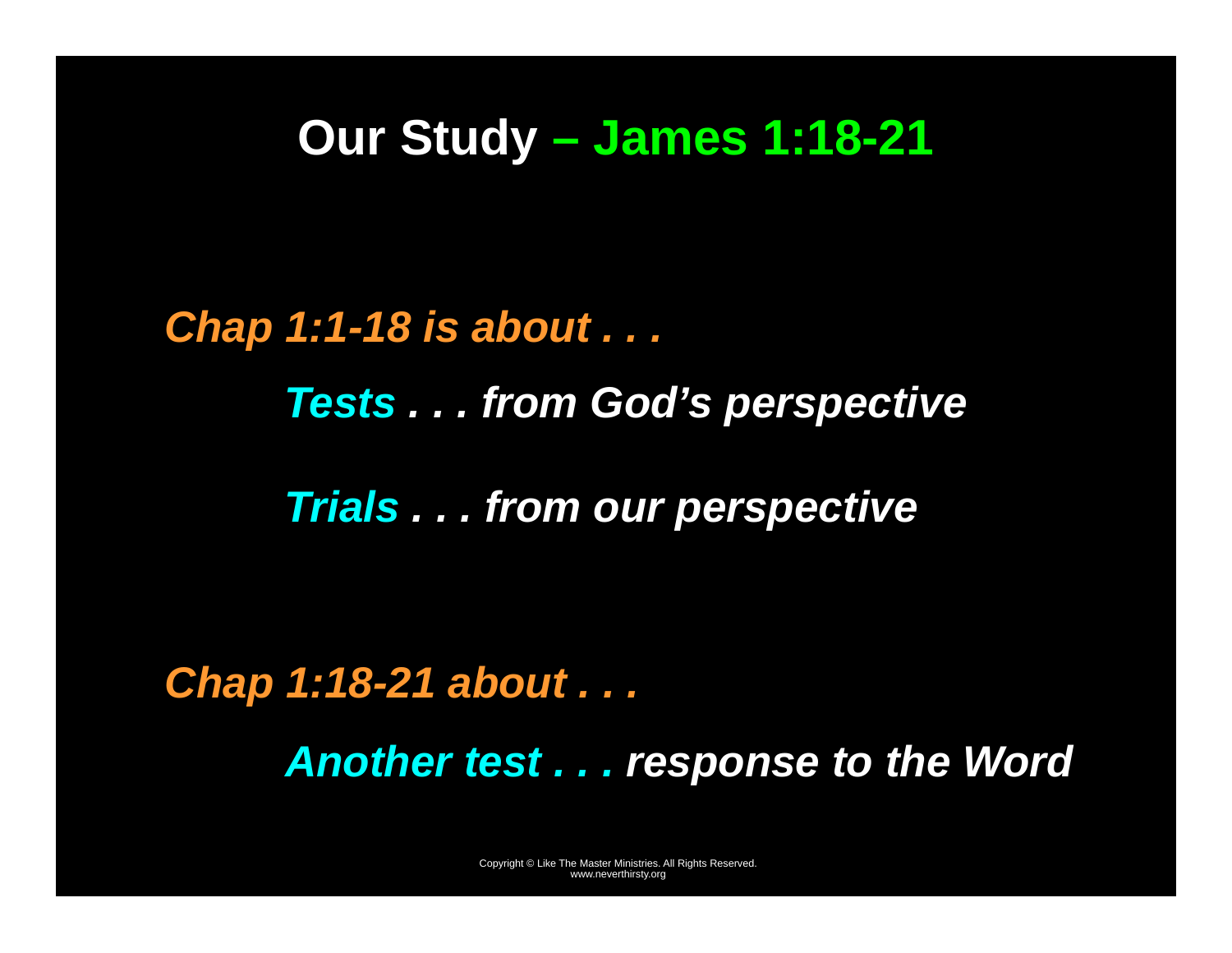# Our Study – James 1:18-21

***Chap 1:1-18 is about . . .***

> ***Tests . . . from God's perspective***
>
> ***Trials . . . from our perspective***

***Chap 1:18-21 about . . .***

> ***Another test . . . response to the Word***

Copyright © Like The Master Ministries. All Rights Reserved.
www.neverthirsty.org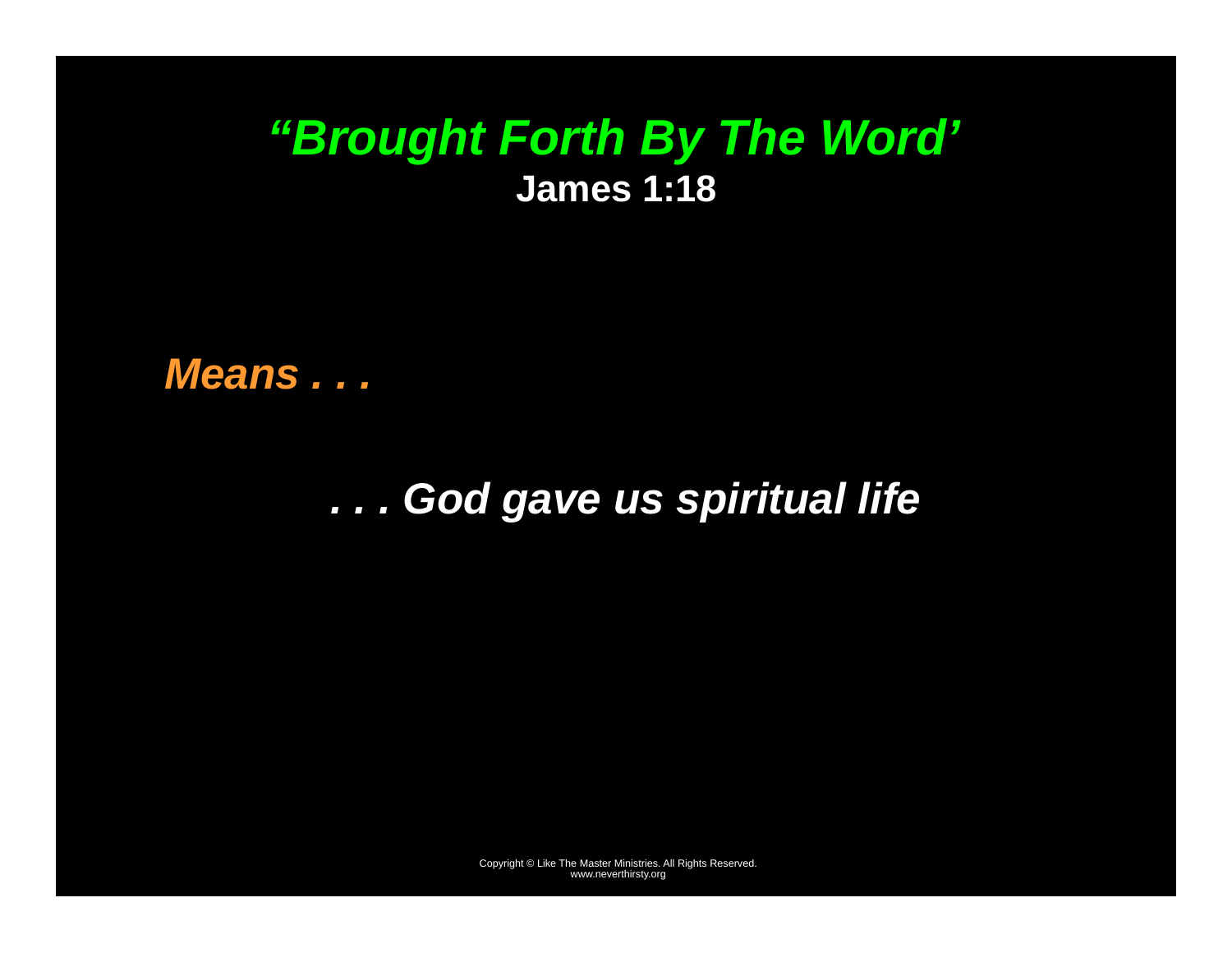# *"Brought Forth By The Word'*

**James 1:18**

***Means . . .***

***. . . God gave us spiritual life***

Copyright © Like The Master Ministries. All Rights Reserved.
www.neverthirsty.org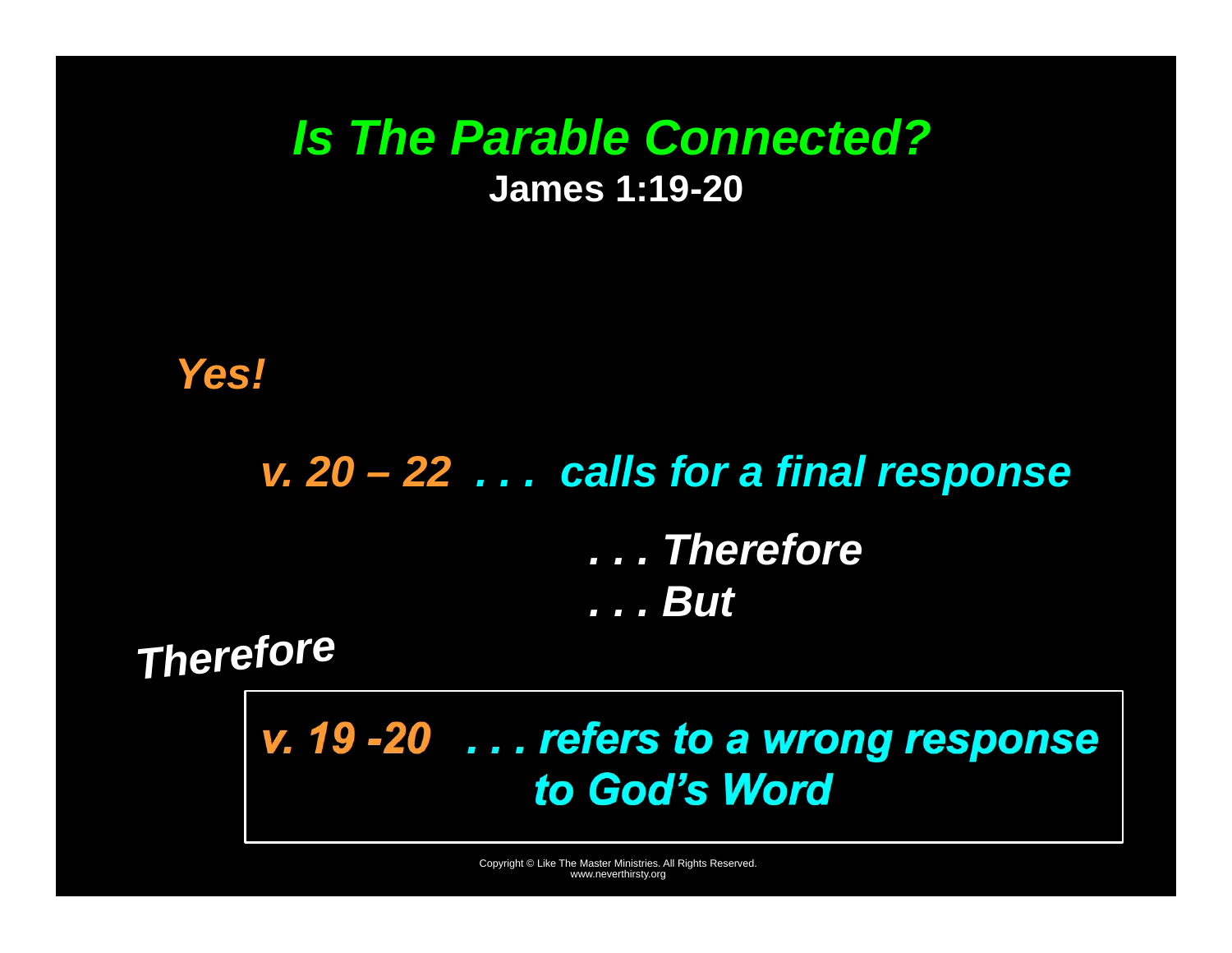# *Is The Parable Connected?*

**James 1:19-20**

***Yes!***

***v. 20 – 22 . . . calls for a final response***

***. . . Therefore***

***. . . But***

***Therefore***

***v. 19 -20 . . . refers to a wrong response to God's Word***

Copyright © Like The Master Ministries. All Rights Reserved.
www.neverthirsty.org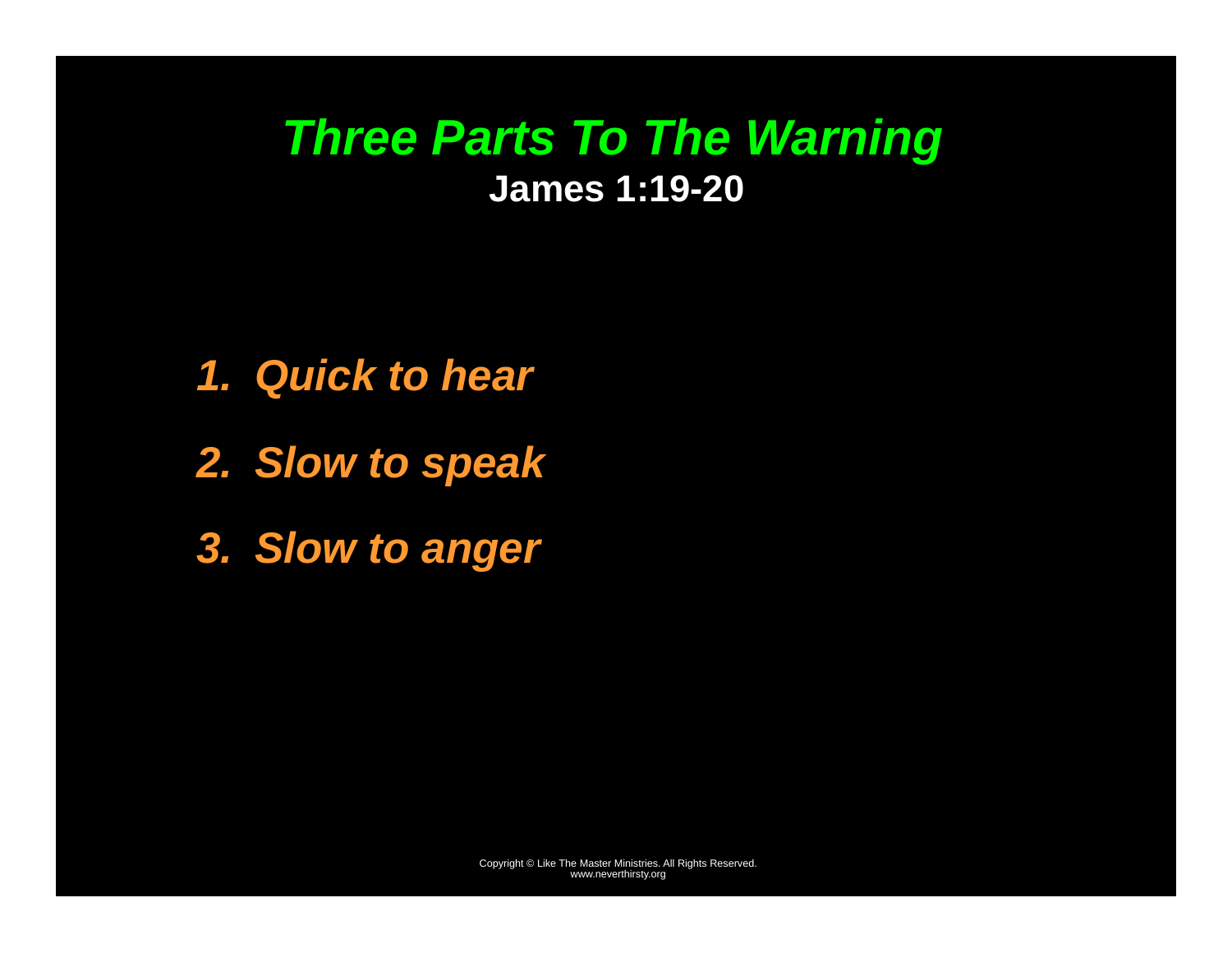# *Three Parts To The Warning*

**James 1:19-20**

1. *Quick to hear*
2. *Slow to speak*
3. *Slow to anger*

Copyright © Like The Master Ministries. All Rights Reserved.
www.neverthirsty.org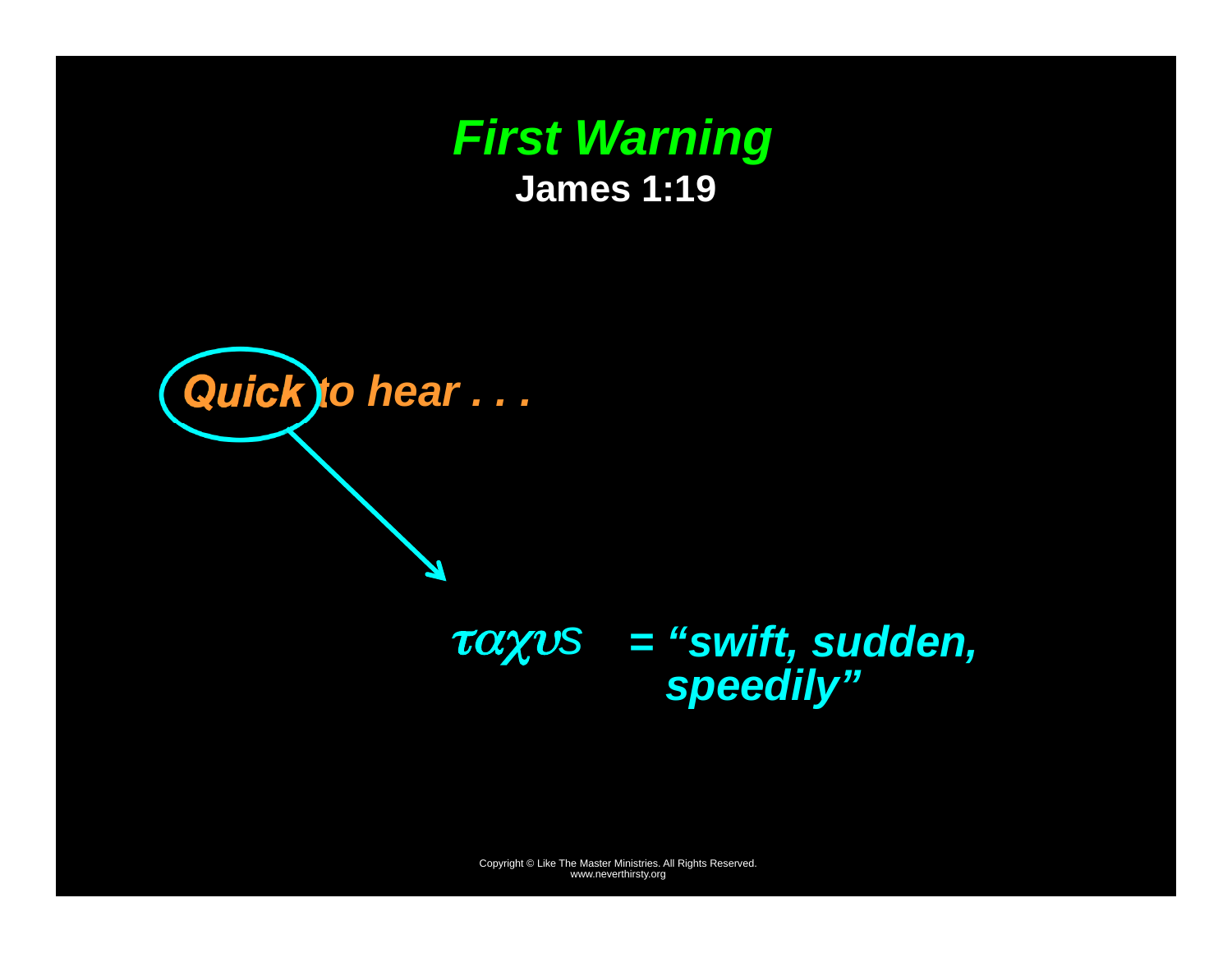# *First Warning*

**James 1:19**

***Quick to hear . . .***

*ταχυς* ***= "swift, sudden, speedily"***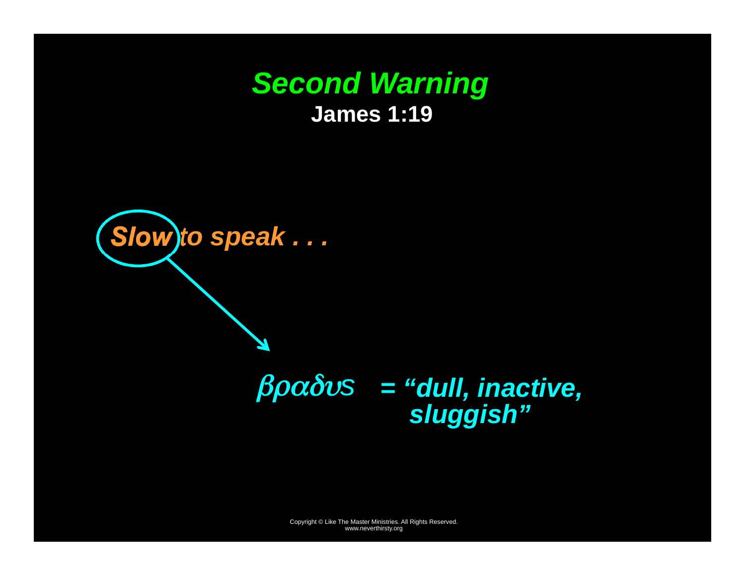# *Second Warning*

**James 1:19**

***Slow to speak . . .***

*βραδυς* ***= "dull, inactive, sluggish"***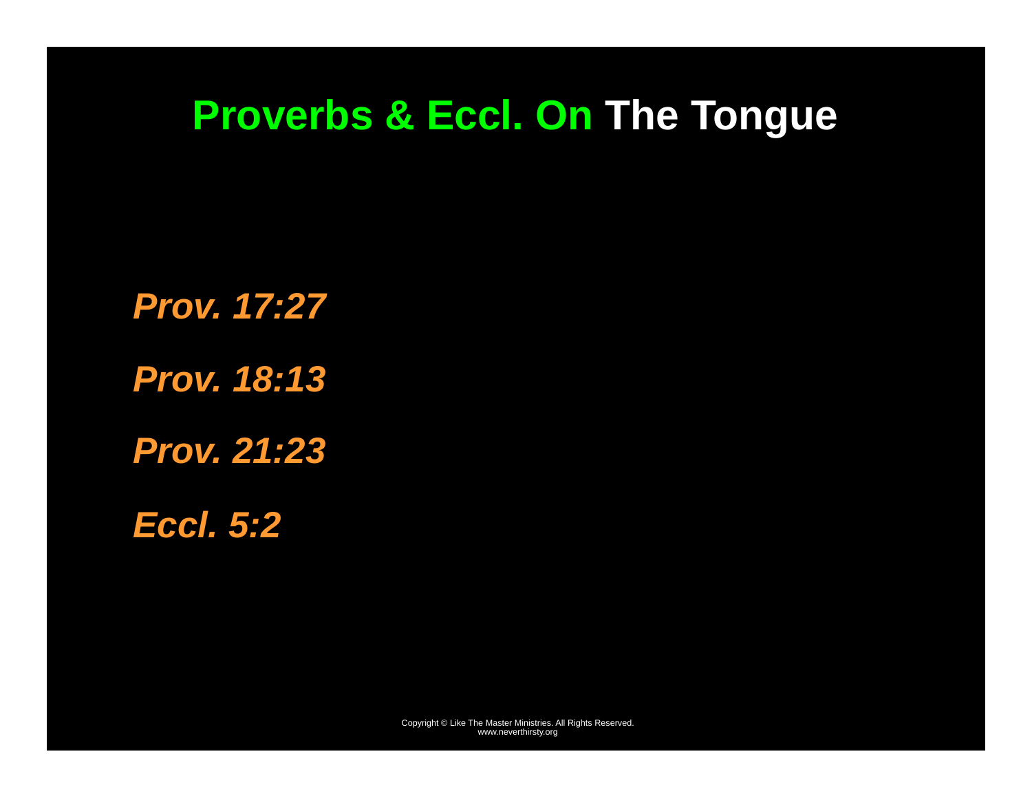# Proverbs & Eccl. On The Tongue

***Prov. 17:27***

***Prov. 18:13***

***Prov. 21:23***

***Eccl. 5:2***

Copyright © Like The Master Ministries. All Rights Reserved.
www.neverthirsty.org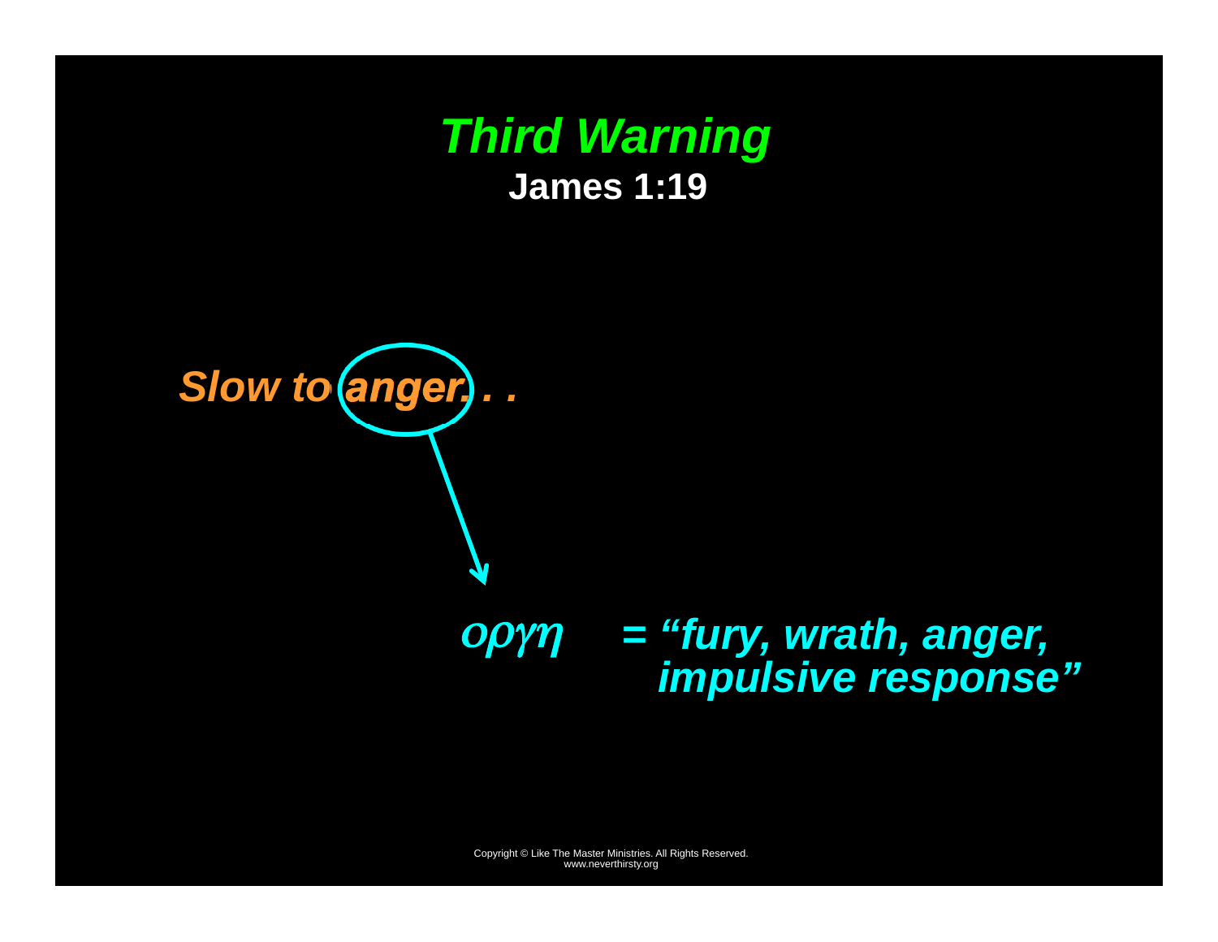# *Third Warning*

**James 1:19**

***Slow to anger. . .***

*οργη* ***= "fury, wrath, anger, impulsive response"***

Copyright © Like The Master Ministries. All Rights Reserved.
www.neverthirsty.org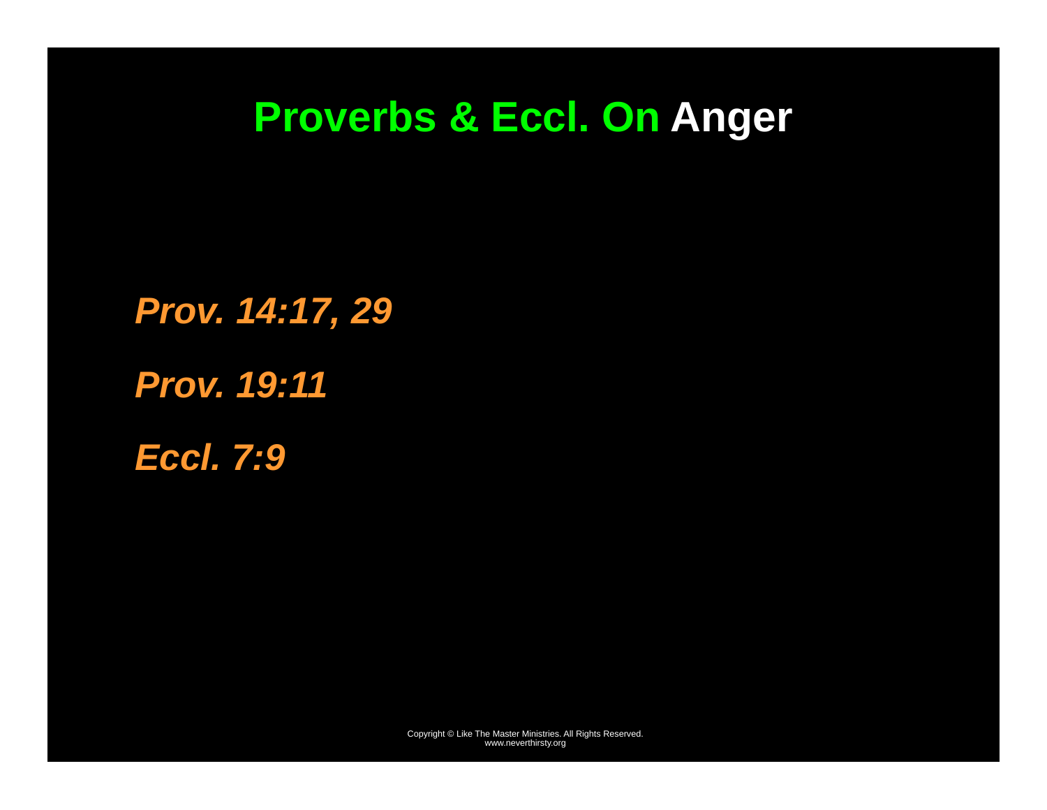# Proverbs & Eccl. On Anger

***Prov. 14:17, 29***

***Prov. 19:11***

***Eccl. 7:9***

Copyright © Like The Master Ministries. All Rights Reserved.
www.neverthirsty.org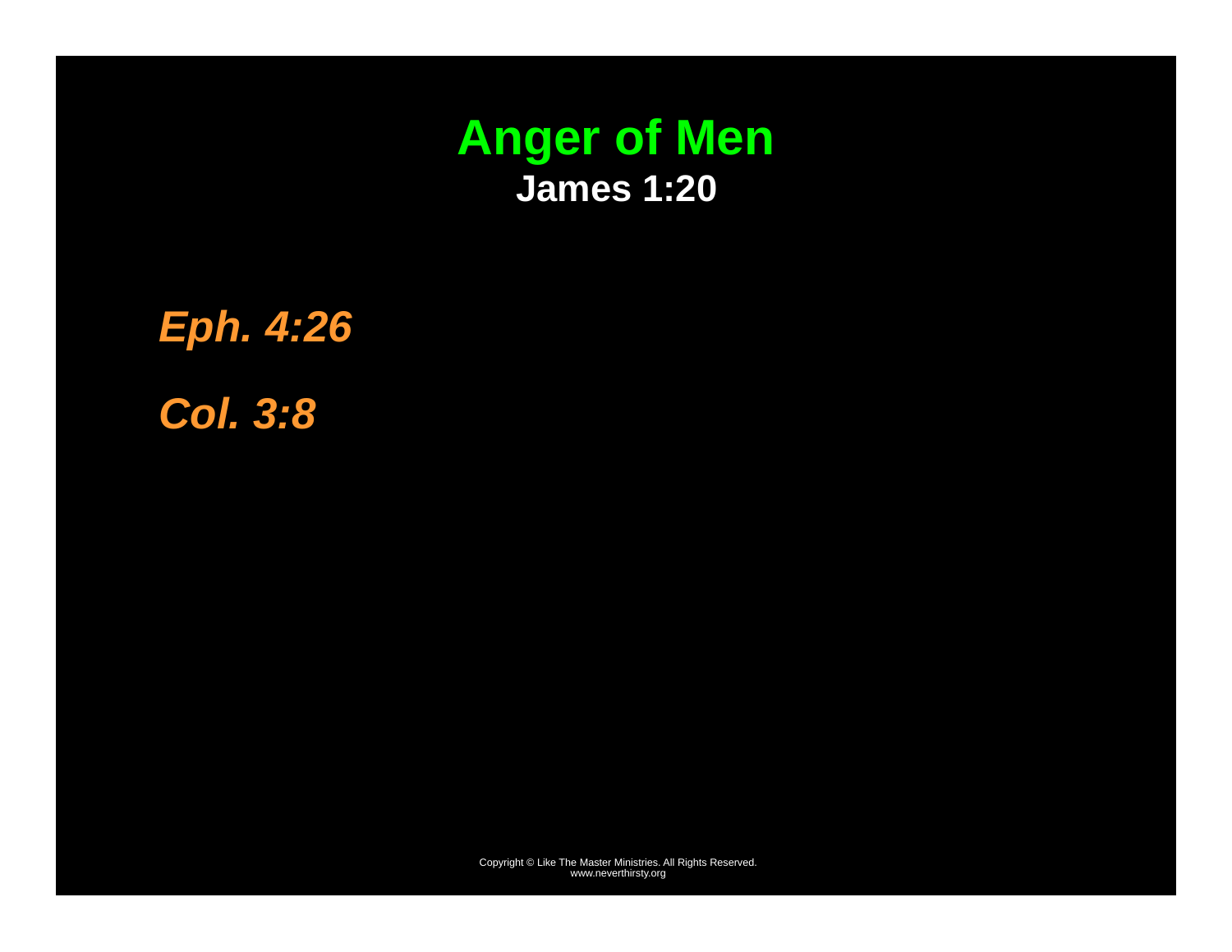# Anger of Men

**James 1:20**

***Eph. 4:26***

***Col. 3:8***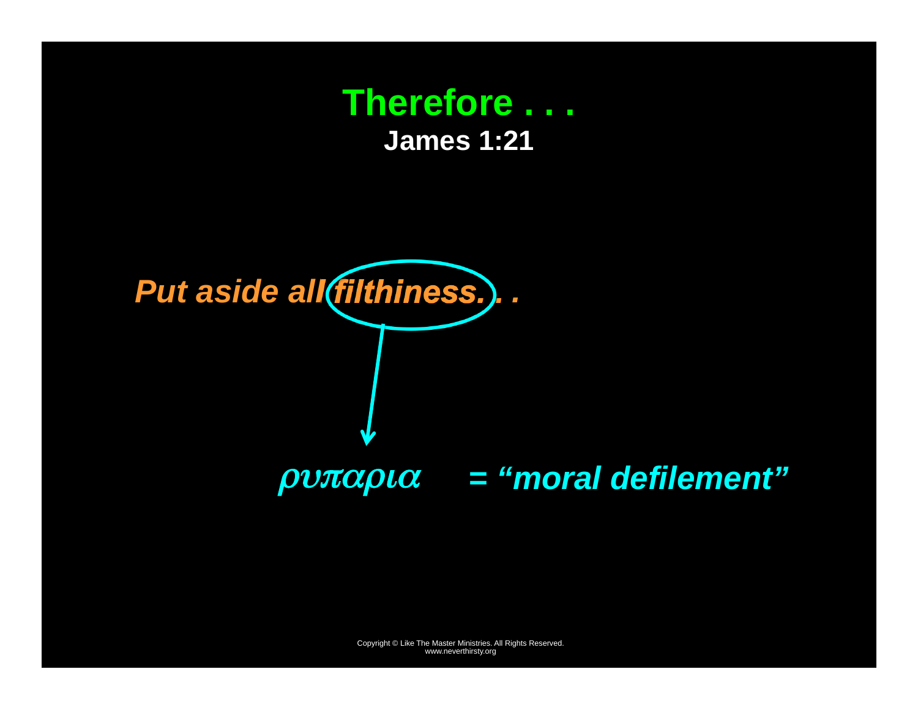# Therefore . . .

**James 1:21**

***Put aside all filthiness. . .***

*ρυπαρια* ***= "moral defilement"***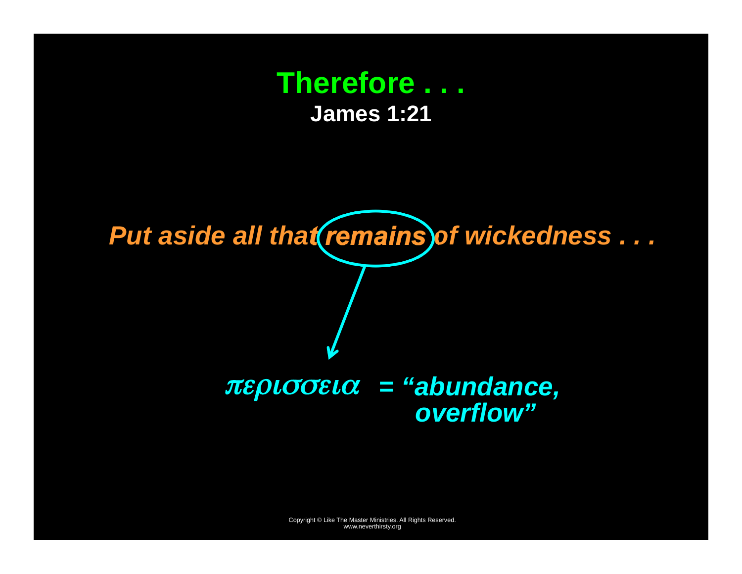# Therefore . . .

**James 1:21**

***Put aside all that remains of wickedness . . .***

*περισσεια* = ***"abundance, overflow"***

Copyright © Like The Master Ministries. All Rights Reserved.
www.neverthirsty.org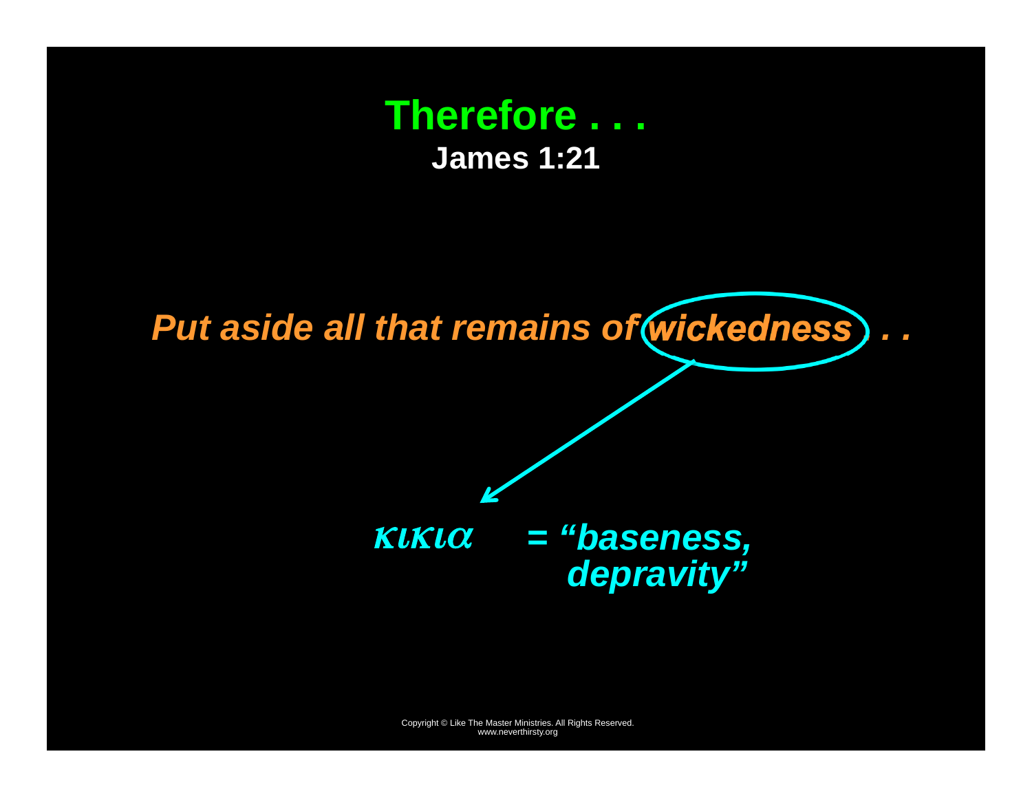# Therefore . . .

**James 1:21**

***Put aside all that remains of wickedness . . .***

*κιкια* ***= "baseness, depravity"***

Copyright © Like The Master Ministries. All Rights Reserved.
www.neverthirsty.org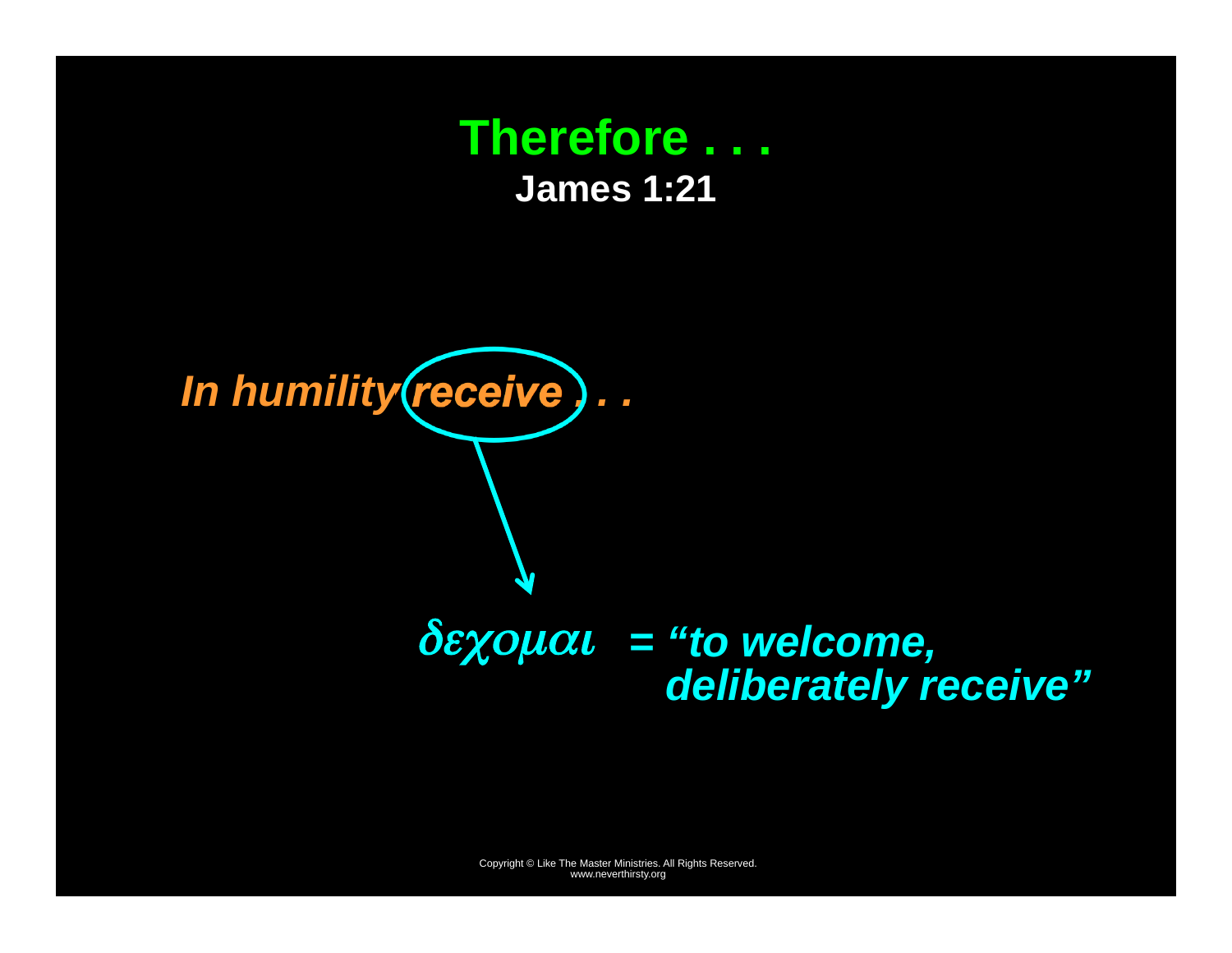# Therefore . . .

**James 1:21**

***In humility receive . . .***

*δεχομαι* ***= "to welcome, deliberately receive"***

Copyright © Like The Master Ministries. All Rights Reserved.
www.neverthirsty.org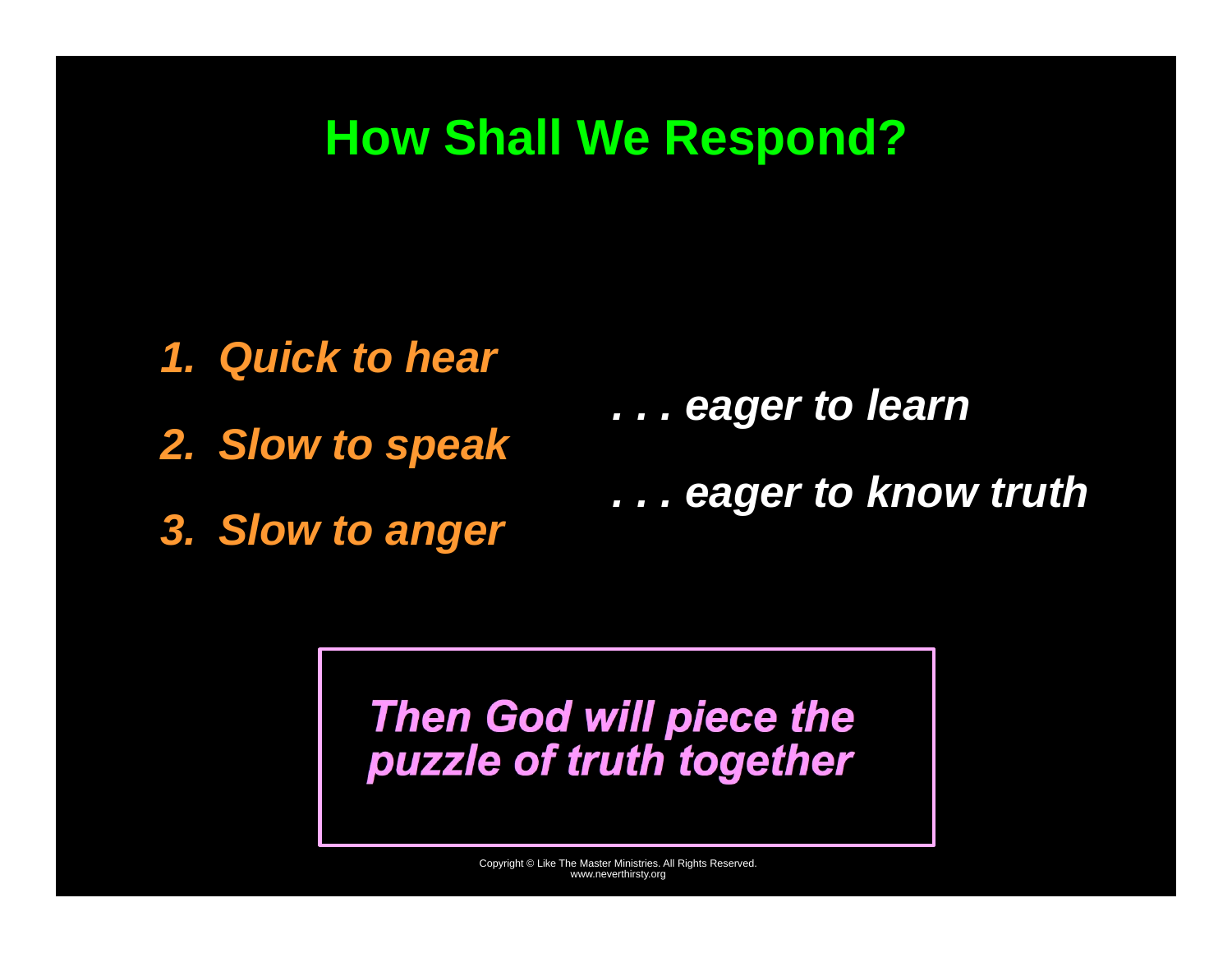# How Shall We Respond?

1. *Quick to hear*
2. *Slow to speak*
3. *Slow to anger*

*. . . eager to learn*

*. . . eager to know truth*

*Then God will piece the puzzle of truth together*

Copyright © Like The Master Ministries. All Rights Reserved.
www.neverthirsty.org